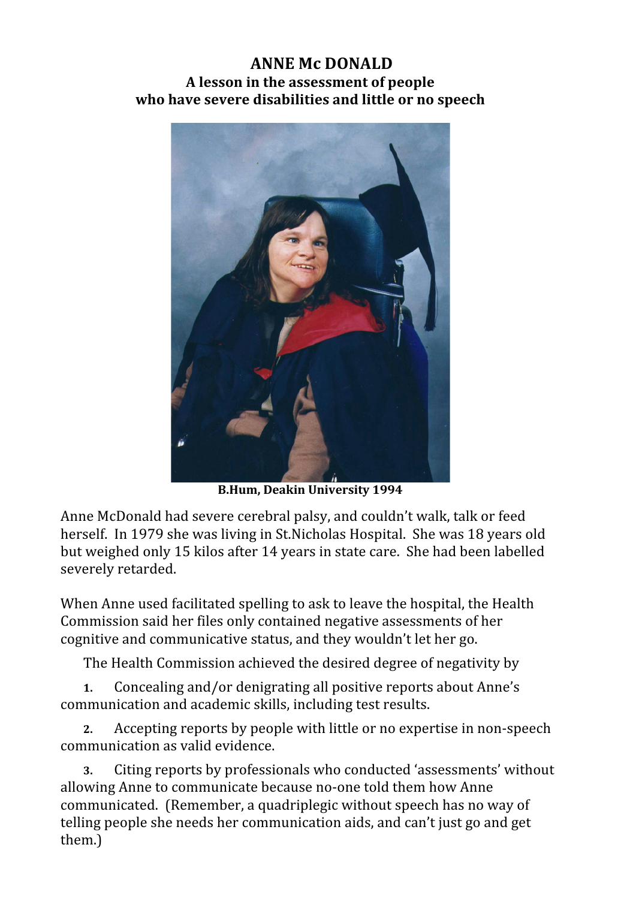# ANNE Mc DONALD

## A lesson in the assessment of people who have severe disabilities and little or no speech

**B.Hum, Deakin University 1994**

Anne McDonald had severe cerebral palsy, and couldn't walk, talk or feed herself. In 1979 she was living in St.Nicholas Hospital. She was 18 years old but weighed only 15 kilos after 14 years in state care. She had been labelled severely retarded.

When Anne used facilitated spelling to ask to leave the hospital, the Health Commission said her files only contained negative assessments of her cognitive and communicative status, and they wouldn't let her go.

The Health Commission achieved the desired degree of negativity by

1. Concealing and/or denigrating all positive reports about Anne's communication and academic skills, including test results.
2. Accepting reports by people with little or no expertise in non-speech communication as valid evidence.
3. Citing reports by professionals who conducted 'assessments' without allowing Anne to communicate because no-one told them how Anne communicated. (Remember, a quadriplegic without speech has no way of telling people she needs her communication aids, and can't just go and get them.)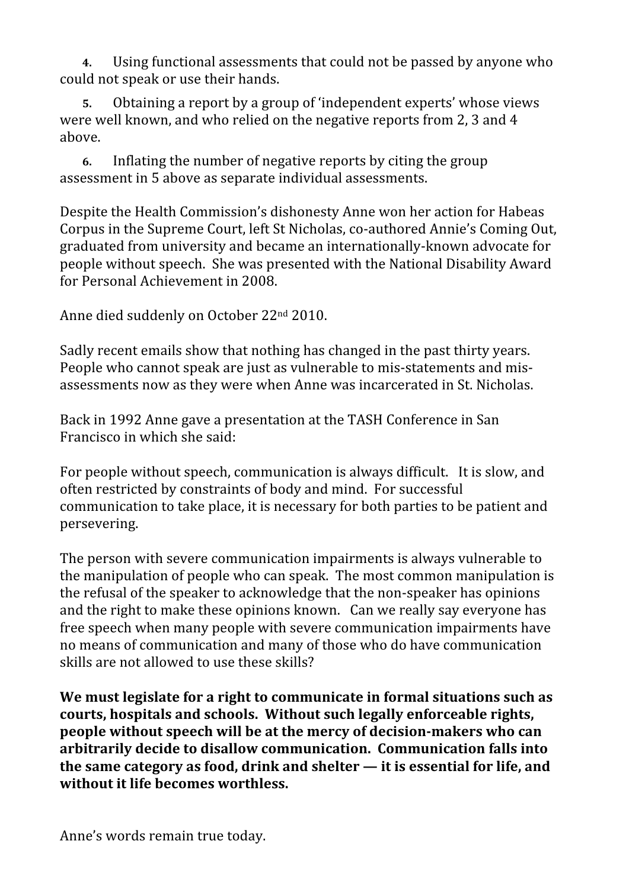4. Using functional assessments that could not be passed by anyone who could not speak or use their hands.

5. Obtaining a report by a group of 'independent experts' whose views were well known, and who relied on the negative reports from 2, 3 and 4 above.

6. Inflating the number of negative reports by citing the group assessment in 5 above as separate individual assessments.

Despite the Health Commission's dishonesty Anne won her action for Habeas Corpus in the Supreme Court, left St Nicholas, co-authored Annie's Coming Out, graduated from university and became an internationally-known advocate for people without speech. She was presented with the National Disability Award for Personal Achievement in 2008.

Anne died suddenly on October 22nd 2010.

Sadly recent emails show that nothing has changed in the past thirty years. People who cannot speak are just as vulnerable to mis-statements and mis-assessments now as they were when Anne was incarcerated in St. Nicholas.

Back in 1992 Anne gave a presentation at the TASH Conference in San Francisco in which she said:

For people without speech, communication is always difficult. It is slow, and often restricted by constraints of body and mind. For successful communication to take place, it is necessary for both parties to be patient and persevering.

The person with severe communication impairments is always vulnerable to the manipulation of people who can speak. The most common manipulation is the refusal of the speaker to acknowledge that the non-speaker has opinions and the right to make these opinions known. Can we really say everyone has free speech when many people with severe communication impairments have no means of communication and many of those who do have communication skills are not allowed to use these skills?

**We must legislate for a right to communicate in formal situations such as courts, hospitals and schools. Without such legally enforceable rights, people without speech will be at the mercy of decision-makers who can arbitrarily decide to disallow communication. Communication falls into the same category as food, drink and shelter — it is essential for life, and without it life becomes worthless.**

Anne's words remain true today.